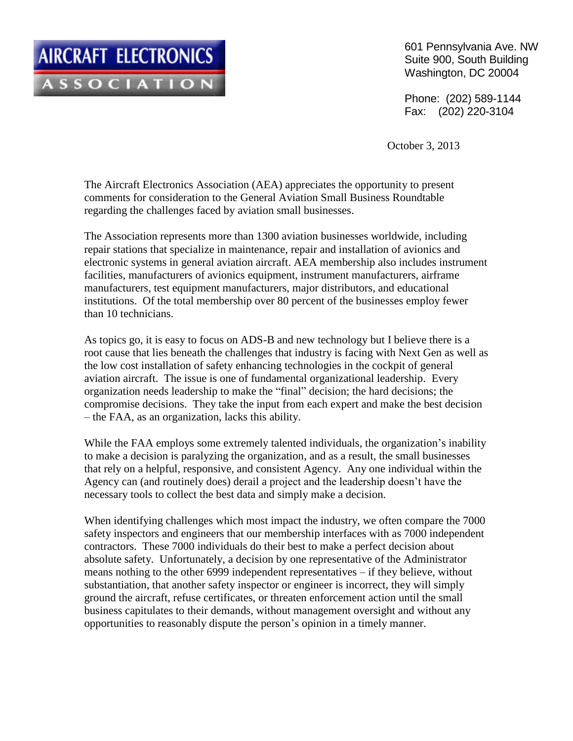# AIRCRAFT ELECTRONICS ASSOCIATION

601 Pennsylvania Ave. NW
Suite 900, South Building
Washington, DC 20004

Phone: (202) 589-1144
Fax: (202) 220-3104

October 3, 2013

The Aircraft Electronics Association (AEA) appreciates the opportunity to present comments for consideration to the General Aviation Small Business Roundtable regarding the challenges faced by aviation small businesses.

The Association represents more than 1300 aviation businesses worldwide, including repair stations that specialize in maintenance, repair and installation of avionics and electronic systems in general aviation aircraft. AEA membership also includes instrument facilities, manufacturers of avionics equipment, instrument manufacturers, airframe manufacturers, test equipment manufacturers, major distributors, and educational institutions. Of the total membership over 80 percent of the businesses employ fewer than 10 technicians.

As topics go, it is easy to focus on ADS-B and new technology but I believe there is a root cause that lies beneath the challenges that industry is facing with Next Gen as well as the low cost installation of safety enhancing technologies in the cockpit of general aviation aircraft. The issue is one of fundamental organizational leadership. Every organization needs leadership to make the "final" decision; the hard decisions; the compromise decisions. They take the input from each expert and make the best decision – the FAA, as an organization, lacks this ability.

While the FAA employs some extremely talented individuals, the organization's inability to make a decision is paralyzing the organization, and as a result, the small businesses that rely on a helpful, responsive, and consistent Agency. Any one individual within the Agency can (and routinely does) derail a project and the leadership doesn't have the necessary tools to collect the best data and simply make a decision.

When identifying challenges which most impact the industry, we often compare the 7000 safety inspectors and engineers that our membership interfaces with as 7000 independent contractors. These 7000 individuals do their best to make a perfect decision about absolute safety. Unfortunately, a decision by one representative of the Administrator means nothing to the other 6999 independent representatives – if they believe, without substantiation, that another safety inspector or engineer is incorrect, they will simply ground the aircraft, refuse certificates, or threaten enforcement action until the small business capitulates to their demands, without management oversight and without any opportunities to reasonably dispute the person's opinion in a timely manner.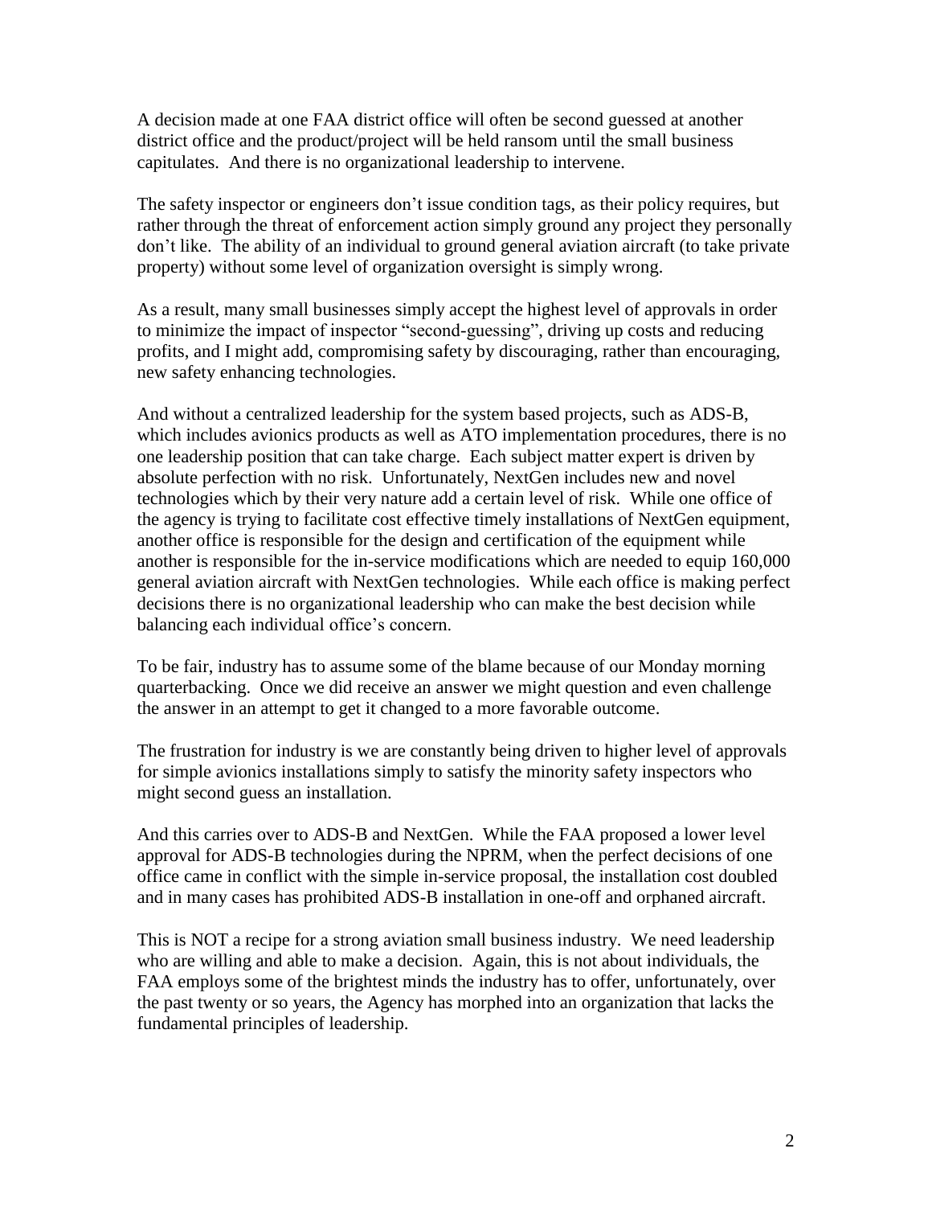A decision made at one FAA district office will often be second guessed at another district office and the product/project will be held ransom until the small business capitulates. And there is no organizational leadership to intervene.

The safety inspector or engineers don't issue condition tags, as their policy requires, but rather through the threat of enforcement action simply ground any project they personally don't like. The ability of an individual to ground general aviation aircraft (to take private property) without some level of organization oversight is simply wrong.

As a result, many small businesses simply accept the highest level of approvals in order to minimize the impact of inspector "second-guessing", driving up costs and reducing profits, and I might add, compromising safety by discouraging, rather than encouraging, new safety enhancing technologies.

And without a centralized leadership for the system based projects, such as ADS-B, which includes avionics products as well as ATO implementation procedures, there is no one leadership position that can take charge. Each subject matter expert is driven by absolute perfection with no risk. Unfortunately, NextGen includes new and novel technologies which by their very nature add a certain level of risk. While one office of the agency is trying to facilitate cost effective timely installations of NextGen equipment, another office is responsible for the design and certification of the equipment while another is responsible for the in-service modifications which are needed to equip 160,000 general aviation aircraft with NextGen technologies. While each office is making perfect decisions there is no organizational leadership who can make the best decision while balancing each individual office's concern.

To be fair, industry has to assume some of the blame because of our Monday morning quarterbacking. Once we did receive an answer we might question and even challenge the answer in an attempt to get it changed to a more favorable outcome.

The frustration for industry is we are constantly being driven to higher level of approvals for simple avionics installations simply to satisfy the minority safety inspectors who might second guess an installation.

And this carries over to ADS-B and NextGen. While the FAA proposed a lower level approval for ADS-B technologies during the NPRM, when the perfect decisions of one office came in conflict with the simple in-service proposal, the installation cost doubled and in many cases has prohibited ADS-B installation in one-off and orphaned aircraft.

This is NOT a recipe for a strong aviation small business industry. We need leadership who are willing and able to make a decision. Again, this is not about individuals, the FAA employs some of the brightest minds the industry has to offer, unfortunately, over the past twenty or so years, the Agency has morphed into an organization that lacks the fundamental principles of leadership.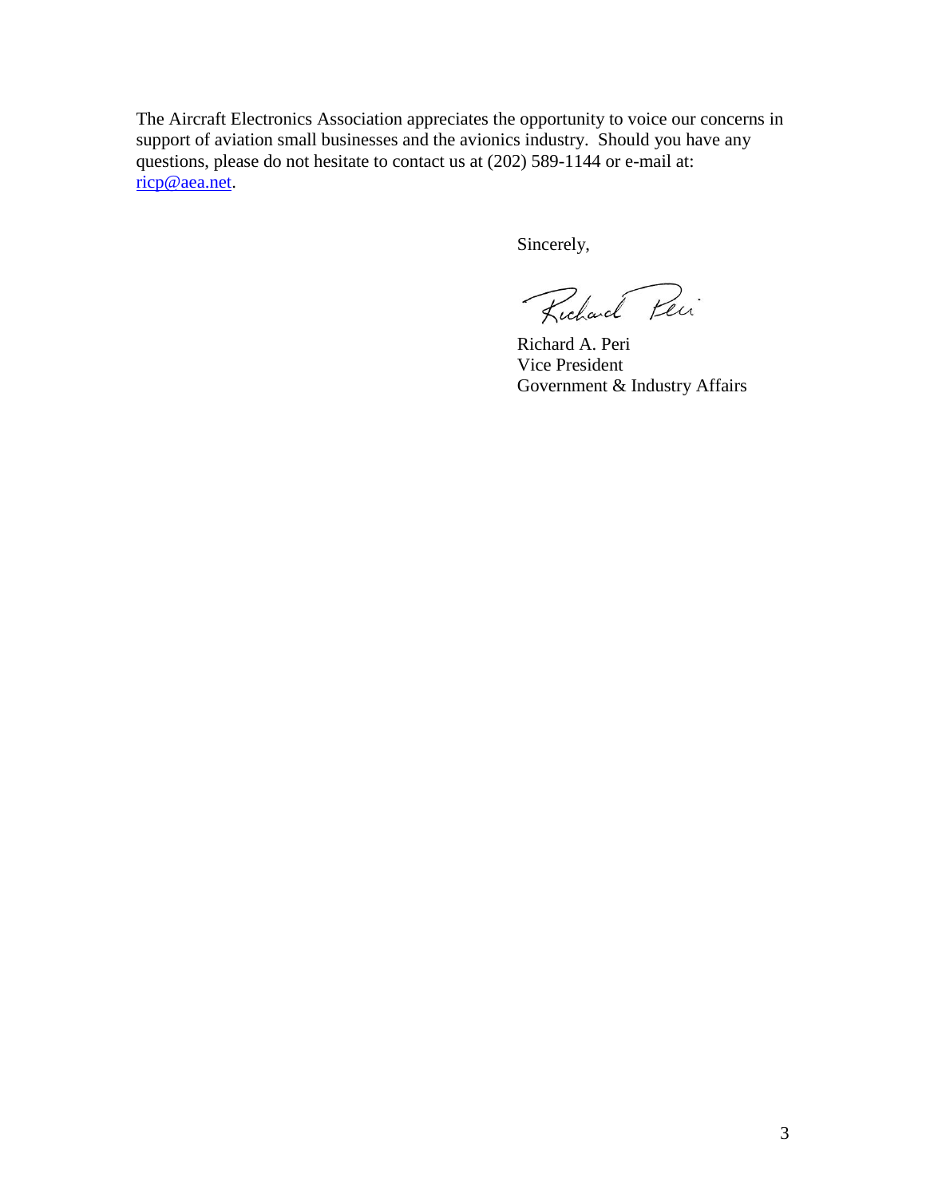The Aircraft Electronics Association appreciates the opportunity to voice our concerns in support of aviation small businesses and the avionics industry. Should you have any questions, please do not hesitate to contact us at (202) 589-1144 or e-mail at: ricp@aea.net.

Sincerely,

Richard A. Peri
Vice President
Government & Industry Affairs